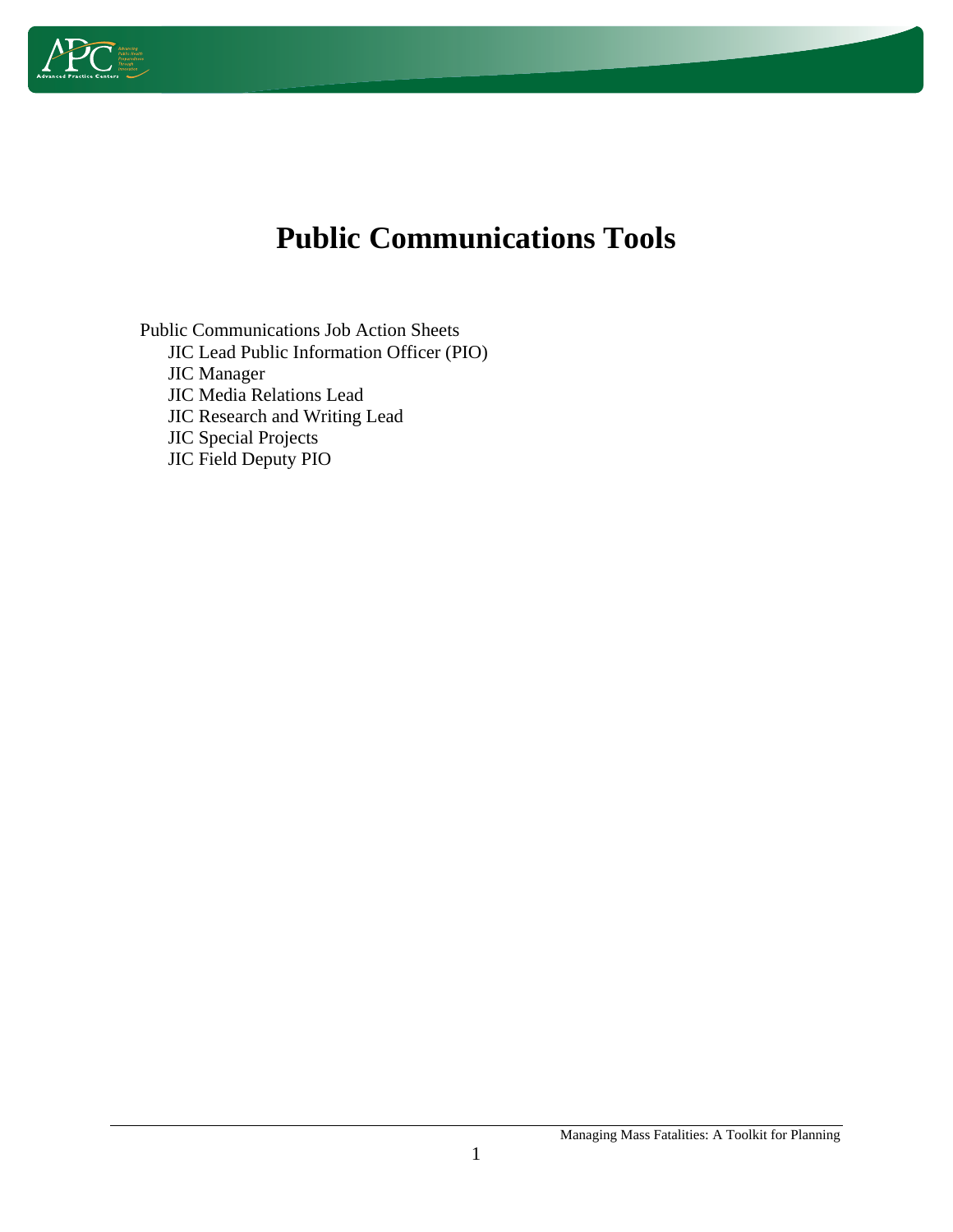# Public Communications Tools

- Public Communications Job Action Sheets
  - JIC Lead Public Information Officer (PIO)
  - JIC Manager
  - JIC Media Relations Lead
  - JIC Research and Writing Lead
  - JIC Special Projects
  - JIC Field Deputy PIO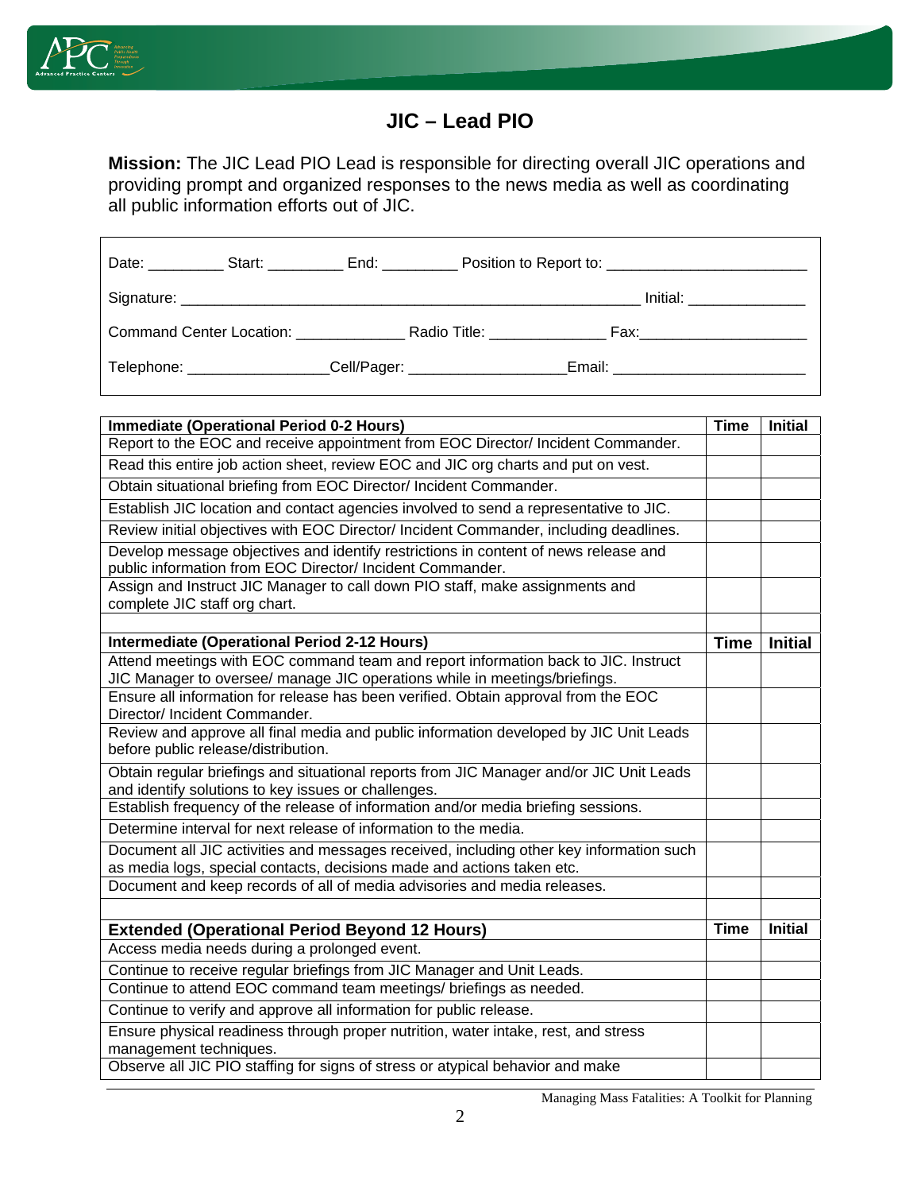# JIC – Lead PIO

**Mission:** The JIC Lead PIO Lead is responsible for directing overall JIC operations and providing prompt and organized responses to the news media as well as coordinating all public information efforts out of JIC.

Date: _________ Start: _________ End: _________ Position to Report to: ________________________

Signature: _______________________________________________________ Initial: ______________

Command Center Location: _____________ Radio Title: ______________ Fax:____________________

Telephone: ________________Cell/Pager: __________________Email: _______________________

| Immediate (Operational Period 0-2 Hours) | Time | Initial |
|---|---|---|
| Report to the EOC and receive appointment from EOC Director/ Incident Commander. | | |
| Read this entire job action sheet, review EOC and JIC org charts and put on vest. | | |
| Obtain situational briefing from EOC Director/ Incident Commander. | | |
| Establish JIC location and contact agencies involved to send a representative to JIC. | | |
| Review initial objectives with EOC Director/ Incident Commander, including deadlines. | | |
| Develop message objectives and identify restrictions in content of news release and public information from EOC Director/ Incident Commander. | | |
| Assign and Instruct JIC Manager to call down PIO staff, make assignments and complete JIC staff org chart. | | |
| | | |
| **Intermediate (Operational Period 2-12 Hours)** | **Time** | **Initial** |
| Attend meetings with EOC command team and report information back to JIC. Instruct JIC Manager to oversee/ manage JIC operations while in meetings/briefings. | | |
| Ensure all information for release has been verified. Obtain approval from the EOC Director/ Incident Commander. | | |
| Review and approve all final media and public information developed by JIC Unit Leads before public release/distribution. | | |
| Obtain regular briefings and situational reports from JIC Manager and/or JIC Unit Leads and identify solutions to key issues or challenges. | | |
| Establish frequency of the release of information and/or media briefing sessions. | | |
| Determine interval for next release of information to the media. | | |
| Document all JIC activities and messages received, including other key information such as media logs, special contacts, decisions made and actions taken etc. | | |
| Document and keep records of all of media advisories and media releases. | | |
| | | |
| **Extended (Operational Period Beyond 12 Hours)** | **Time** | **Initial** |
| Access media needs during a prolonged event. | | |
| Continue to receive regular briefings from JIC Manager and Unit Leads. | | |
| Continue to attend EOC command team meetings/ briefings as needed. | | |
| Continue to verify and approve all information for public release. | | |
| Ensure physical readiness through proper nutrition, water intake, rest, and stress management techniques. | | |
| Observe all JIC PIO staffing for signs of stress or atypical behavior and make | | |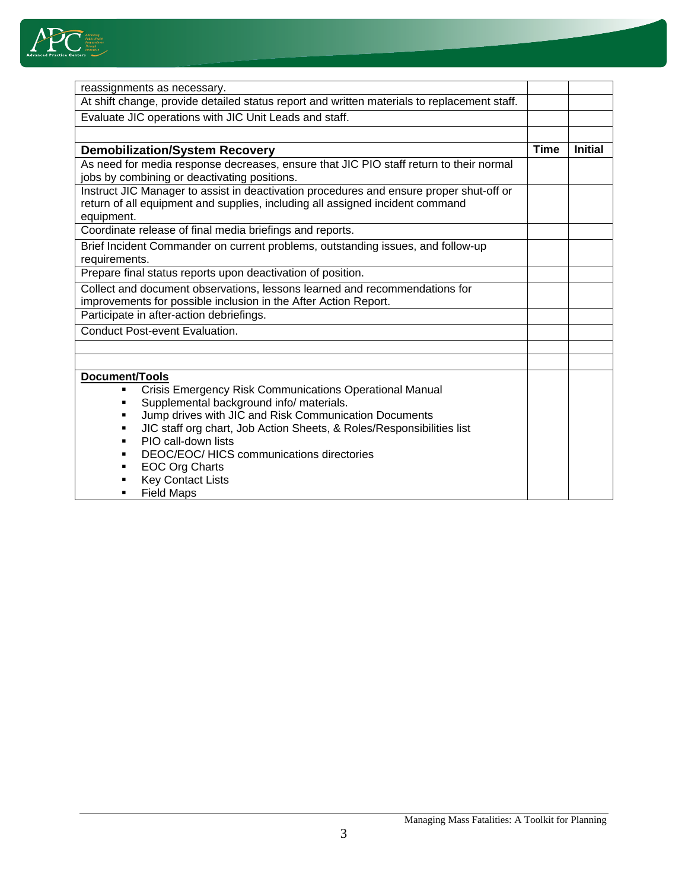| | | |
|---|---|---|
| reassignments as necessary. | | |
| At shift change, provide detailed status report and written materials to replacement staff. | | |
| Evaluate JIC operations with JIC Unit Leads and staff. | | |
| | | |
| **Demobilization/System Recovery** | **Time** | **Initial** |
| As need for media response decreases, ensure that JIC PIO staff return to their normal jobs by combining or deactivating positions. | | |
| Instruct JIC Manager to assist in deactivation procedures and ensure proper shut-off or return of all equipment and supplies, including all assigned incident command equipment. | | |
| Coordinate release of final media briefings and reports. | | |
| Brief Incident Commander on current problems, outstanding issues, and follow-up requirements. | | |
| Prepare final status reports upon deactivation of position. | | |
| Collect and document observations, lessons learned and recommendations for improvements for possible inclusion in the After Action Report. | | |
| Participate in after-action debriefings. | | |
| Conduct Post-event Evaluation. | | |
| | | |
| | | |
| **<u>Document/Tools</u>**<br>▪ Crisis Emergency Risk Communications Operational Manual<br>▪ Supplemental background info/ materials.<br>▪ Jump drives with JIC and Risk Communication Documents<br>▪ JIC staff org chart, Job Action Sheets, & Roles/Responsibilities list<br>▪ PIO call-down lists<br>▪ DEOC/EOC/ HICS communications directories<br>▪ EOC Org Charts<br>▪ Key Contact Lists<br>▪ Field Maps | | |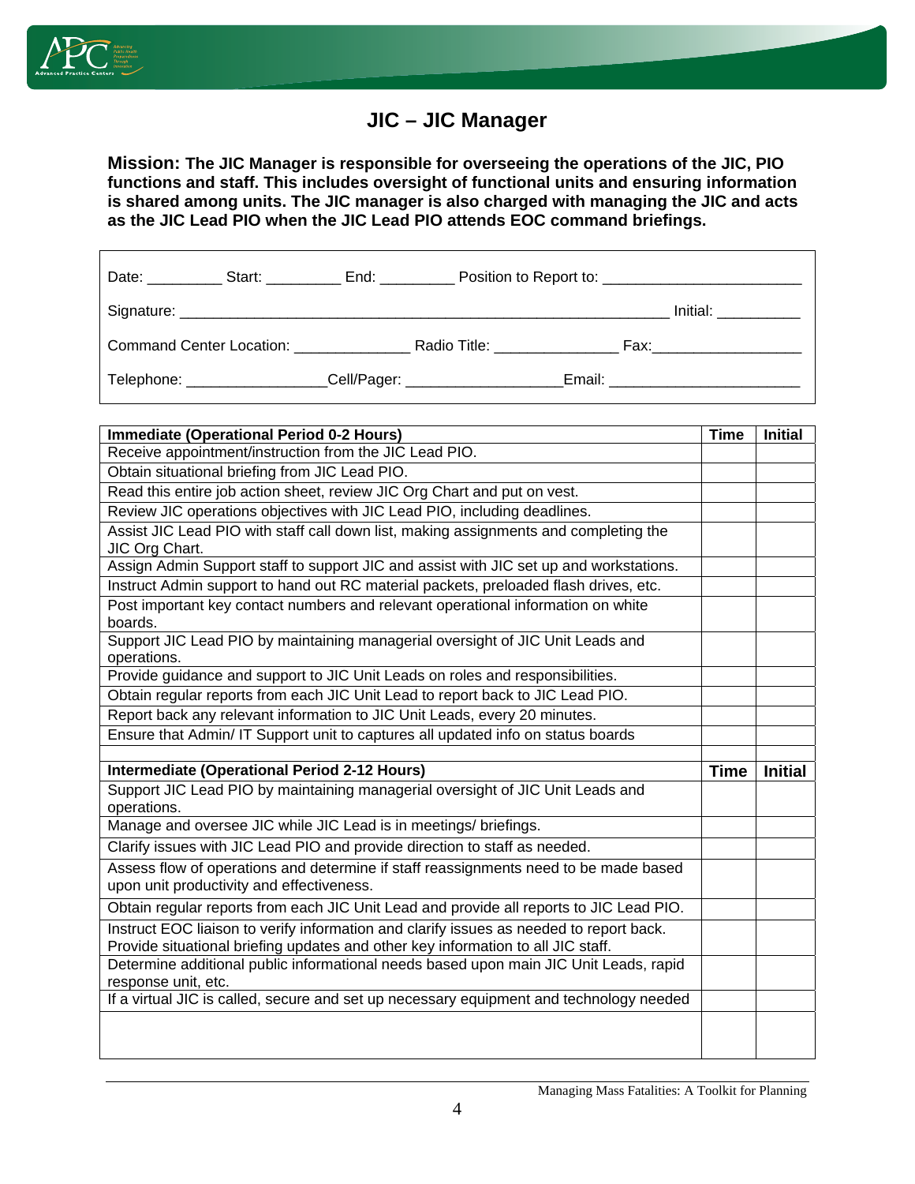# JIC – JIC Manager

**Mission: The JIC Manager is responsible for overseeing the operations of the JIC, PIO functions and staff. This includes oversight of functional units and ensuring information is shared among units. The JIC manager is also charged with managing the JIC and acts as the JIC Lead PIO when the JIC Lead PIO attends EOC command briefings.**

Date: _________ Start: _________ End: _________ Position to Report to: ________________________

Signature: ____________________________________________________________ Initial: __________

Command Center Location: ______________ Radio Title: _______________ Fax:__________________

Telephone: ________________Cell/Pager: __________________Email: ______________________

| Immediate (Operational Period 0-2 Hours) | Time | Initial |
|---|---|---|
| Receive appointment/instruction from the JIC Lead PIO. | | |
| Obtain situational briefing from JIC Lead PIO. | | |
| Read this entire job action sheet, review JIC Org Chart and put on vest. | | |
| Review JIC operations objectives with JIC Lead PIO, including deadlines. | | |
| Assist JIC Lead PIO with staff call down list, making assignments and completing the JIC Org Chart. | | |
| Assign Admin Support staff to support JIC and assist with JIC set up and workstations. | | |
| Instruct Admin support to hand out RC material packets, preloaded flash drives, etc. | | |
| Post important key contact numbers and relevant operational information on white boards. | | |
| Support JIC Lead PIO by maintaining managerial oversight of JIC Unit Leads and operations. | | |
| Provide guidance and support to JIC Unit Leads on roles and responsibilities. | | |
| Obtain regular reports from each JIC Unit Lead to report back to JIC Lead PIO. | | |
| Report back any relevant information to JIC Unit Leads, every 20 minutes. | | |
| Ensure that Admin/ IT Support unit to captures all updated info on status boards | | |
| | | |
| **Intermediate (Operational Period 2-12 Hours)** | **Time** | **Initial** |
| Support JIC Lead PIO by maintaining managerial oversight of JIC Unit Leads and operations. | | |
| Manage and oversee JIC while JIC Lead is in meetings/ briefings. | | |
| Clarify issues with JIC Lead PIO and provide direction to staff as needed. | | |
| Assess flow of operations and determine if staff reassignments need to be made based upon unit productivity and effectiveness. | | |
| Obtain regular reports from each JIC Unit Lead and provide all reports to JIC Lead PIO. | | |
| Instruct EOC liaison to verify information and clarify issues as needed to report back. Provide situational briefing updates and other key information to all JIC staff. | | |
| Determine additional public informational needs based upon main JIC Unit Leads, rapid response unit, etc. | | |
| If a virtual JIC is called, secure and set up necessary equipment and technology needed | | |
| | | |

Managing Mass Fatalities: A Toolkit for Planning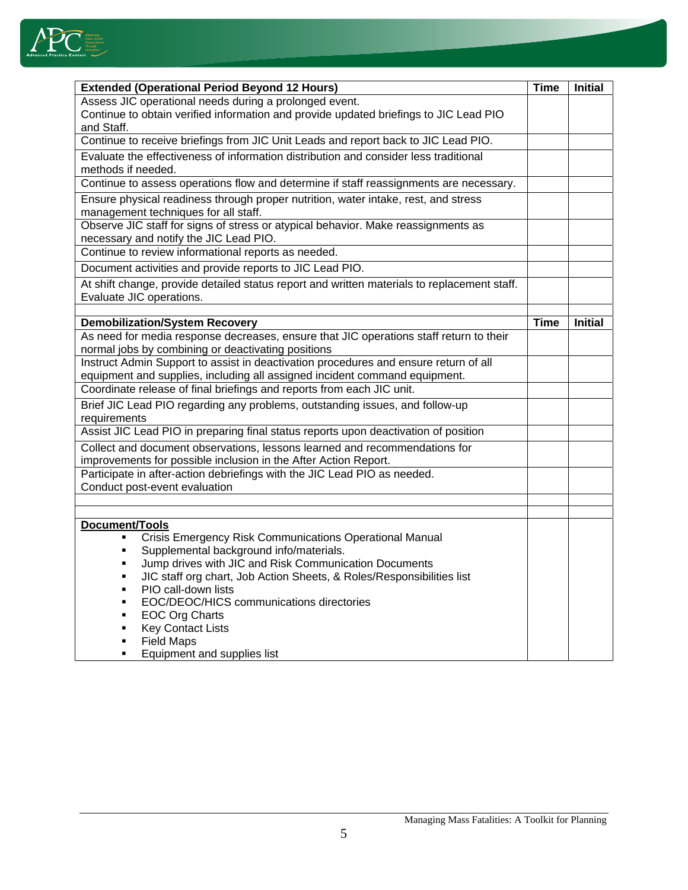| **Extended (Operational Period Beyond 12 Hours)** | **Time** | **Initial** |
|---|---|---|
| Assess JIC operational needs during a prolonged event.<br>Continue to obtain verified information and provide updated briefings to JIC Lead PIO and Staff. | | |
| Continue to receive briefings from JIC Unit Leads and report back to JIC Lead PIO. | | |
| Evaluate the effectiveness of information distribution and consider less traditional methods if needed. | | |
| Continue to assess operations flow and determine if staff reassignments are necessary. | | |
| Ensure physical readiness through proper nutrition, water intake, rest, and stress management techniques for all staff. | | |
| Observe JIC staff for signs of stress or atypical behavior. Make reassignments as necessary and notify the JIC Lead PIO. | | |
| Continue to review informational reports as needed. | | |
| Document activities and provide reports to JIC Lead PIO. | | |
| At shift change, provide detailed status report and written materials to replacement staff.<br>Evaluate JIC operations. | | |
| | | |
| **Demobilization/System Recovery** | **Time** | **Initial** |
| As need for media response decreases, ensure that JIC operations staff return to their normal jobs by combining or deactivating positions | | |
| Instruct Admin Support to assist in deactivation procedures and ensure return of all equipment and supplies, including all assigned incident command equipment. | | |
| Coordinate release of final briefings and reports from each JIC unit. | | |
| Brief JIC Lead PIO regarding any problems, outstanding issues, and follow-up requirements | | |
| Assist JIC Lead PIO in preparing final status reports upon deactivation of position | | |
| Collect and document observations, lessons learned and recommendations for improvements for possible inclusion in the After Action Report. | | |
| Participate in after-action debriefings with the JIC Lead PIO as needed.<br>Conduct post-event evaluation | | |
| | | |
| | | |
| **Document/Tools**<br>▪ Crisis Emergency Risk Communications Operational Manual<br>▪ Supplemental background info/materials.<br>▪ Jump drives with JIC and Risk Communication Documents<br>▪ JIC staff org chart, Job Action Sheets, & Roles/Responsibilities list<br>▪ PIO call-down lists<br>▪ EOC/DEOC/HICS communications directories<br>▪ EOC Org Charts<br>▪ Key Contact Lists<br>▪ Field Maps<br>▪ Equipment and supplies list | | |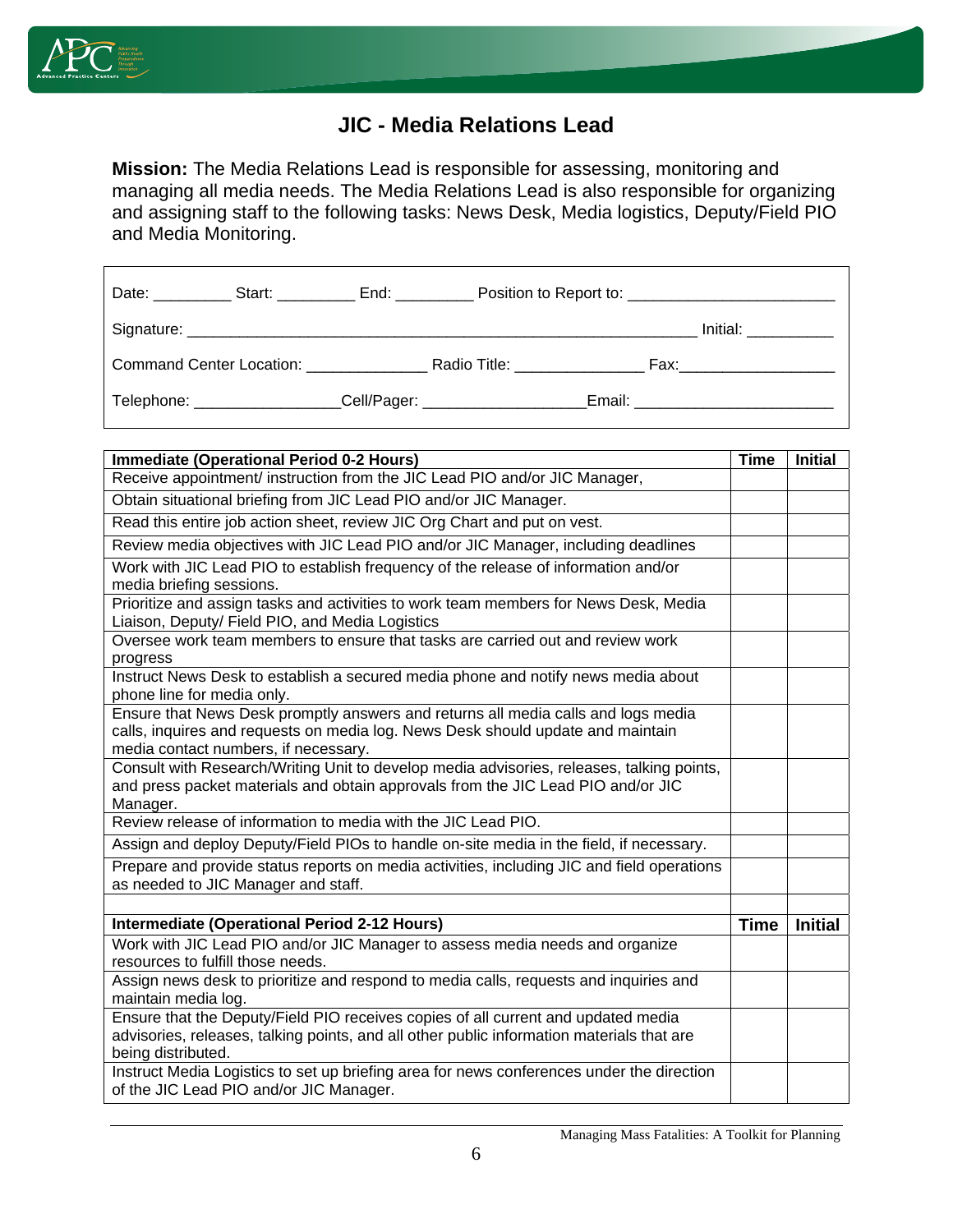# JIC - Media Relations Lead

**Mission:** The Media Relations Lead is responsible for assessing, monitoring and managing all media needs. The Media Relations Lead is also responsible for organizing and assigning staff to the following tasks: News Desk, Media logistics, Deputy/Field PIO and Media Monitoring.

| | | | |
|---|---|---|---|
| Date: _________ | Start: _________ | End: _________ | Position to Report to: ________________________ |
| Signature: ____________________________________________________________ | | | Initial: __________ |
| Command Center Location: ______________ | Radio Title: _______________ | | Fax:__________________ |
| Telephone: ________________ | Cell/Pager: __________________ | | Email: ______________________ |

| Immediate (Operational Period 0-2 Hours) | Time | Initial |
|---|---|---|
| Receive appointment/ instruction from the JIC Lead PIO and/or JIC Manager, | | |
| Obtain situational briefing from JIC Lead PIO and/or JIC Manager. | | |
| Read this entire job action sheet, review JIC Org Chart and put on vest. | | |
| Review media objectives with JIC Lead PIO and/or JIC Manager, including deadlines | | |
| Work with JIC Lead PIO to establish frequency of the release of information and/or media briefing sessions. | | |
| Prioritize and assign tasks and activities to work team members for News Desk, Media Liaison, Deputy/ Field PIO, and Media Logistics | | |
| Oversee work team members to ensure that tasks are carried out and review work progress | | |
| Instruct News Desk to establish a secured media phone and notify news media about phone line for media only. | | |
| Ensure that News Desk promptly answers and returns all media calls and logs media calls, inquires and requests on media log. News Desk should update and maintain media contact numbers, if necessary. | | |
| Consult with Research/Writing Unit to develop media advisories, releases, talking points, and press packet materials and obtain approvals from the JIC Lead PIO and/or JIC Manager. | | |
| Review release of information to media with the JIC Lead PIO. | | |
| Assign and deploy Deputy/Field PIOs to handle on-site media in the field, if necessary. | | |
| Prepare and provide status reports on media activities, including JIC and field operations as needed to JIC Manager and staff. | | |
| | | |
| **Intermediate (Operational Period 2-12 Hours)** | **Time** | **Initial** |
| Work with JIC Lead PIO and/or JIC Manager to assess media needs and organize resources to fulfill those needs. | | |
| Assign news desk to prioritize and respond to media calls, requests and inquiries and maintain media log. | | |
| Ensure that the Deputy/Field PIO receives copies of all current and updated media advisories, releases, talking points, and all other public information materials that are being distributed. | | |
| Instruct Media Logistics to set up briefing area for news conferences under the direction of the JIC Lead PIO and/or JIC Manager. | | |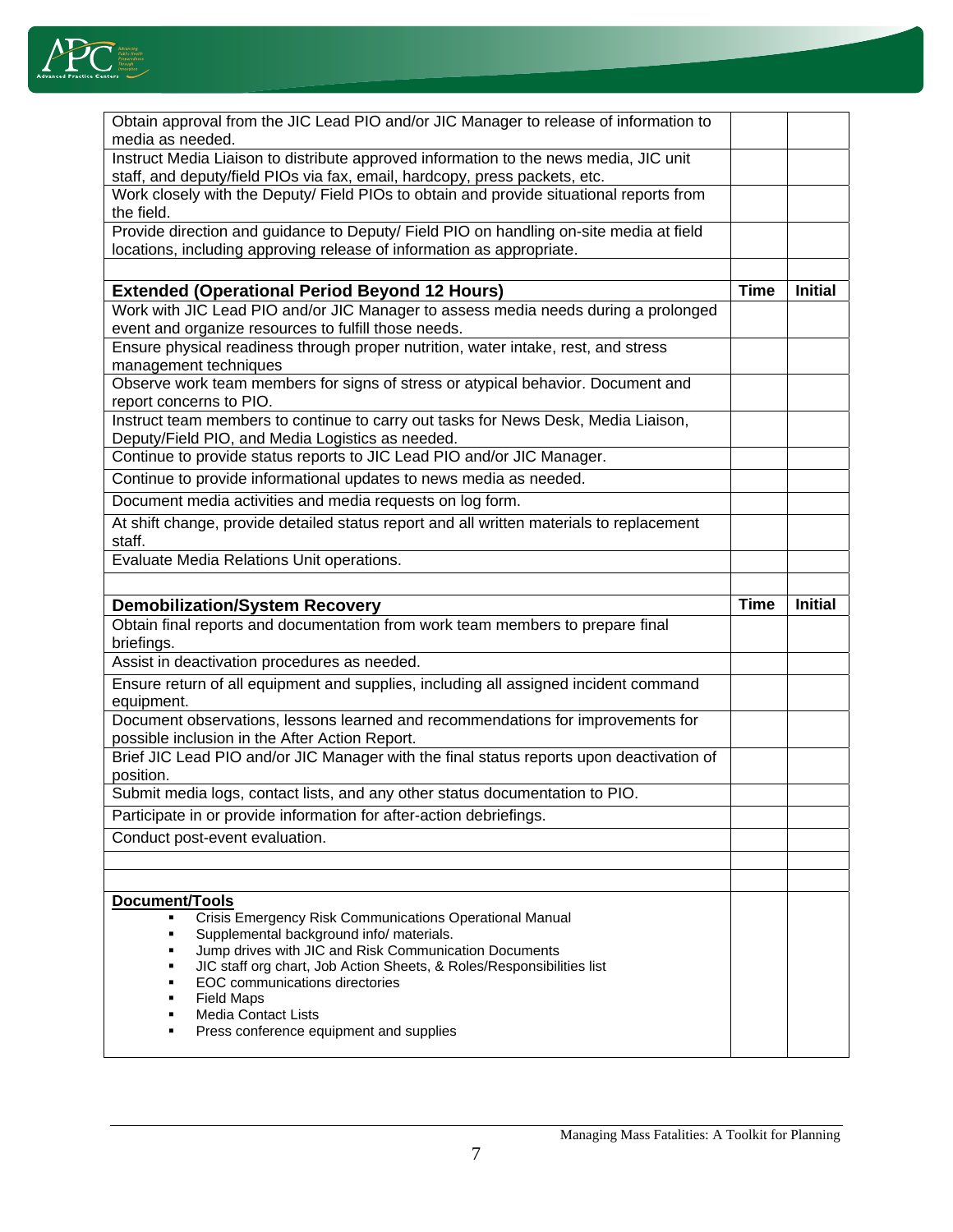| | | |
|---|---|---|
| Obtain approval from the JIC Lead PIO and/or JIC Manager to release of information to media as needed. | | |
| Instruct Media Liaison to distribute approved information to the news media, JIC unit staff, and deputy/field PIOs via fax, email, hardcopy, press packets, etc. | | |
| Work closely with the Deputy/ Field PIOs to obtain and provide situational reports from the field. | | |
| Provide direction and guidance to Deputy/ Field PIO on handling on-site media at field locations, including approving release of information as appropriate. | | |
| | | |
| **Extended (Operational Period Beyond 12 Hours)** | **Time** | **Initial** |
| Work with JIC Lead PIO and/or JIC Manager to assess media needs during a prolonged event and organize resources to fulfill those needs. | | |
| Ensure physical readiness through proper nutrition, water intake, rest, and stress management techniques | | |
| Observe work team members for signs of stress or atypical behavior. Document and report concerns to PIO. | | |
| Instruct team members to continue to carry out tasks for News Desk, Media Liaison, Deputy/Field PIO, and Media Logistics as needed. | | |
| Continue to provide status reports to JIC Lead PIO and/or JIC Manager. | | |
| Continue to provide informational updates to news media as needed. | | |
| Document media activities and media requests on log form. | | |
| At shift change, provide detailed status report and all written materials to replacement staff. | | |
| Evaluate Media Relations Unit operations. | | |
| | | |
| **Demobilization/System Recovery** | **Time** | **Initial** |
| Obtain final reports and documentation from work team members to prepare final briefings. | | |
| Assist in deactivation procedures as needed. | | |
| Ensure return of all equipment and supplies, including all assigned incident command equipment. | | |
| Document observations, lessons learned and recommendations for improvements for possible inclusion in the After Action Report. | | |
| Brief JIC Lead PIO and/or JIC Manager with the final status reports upon deactivation of position. | | |
| Submit media logs, contact lists, and any other status documentation to PIO. | | |
| Participate in or provide information for after-action debriefings. | | |
| Conduct post-event evaluation. | | |
| | | |
| | | |
| **Document/Tools**<br>▪ Crisis Emergency Risk Communications Operational Manual<br>▪ Supplemental background info/ materials.<br>▪ Jump drives with JIC and Risk Communication Documents<br>▪ JIC staff org chart, Job Action Sheets, & Roles/Responsibilities list<br>▪ EOC communications directories<br>▪ Field Maps<br>▪ Media Contact Lists<br>▪ Press conference equipment and supplies | | |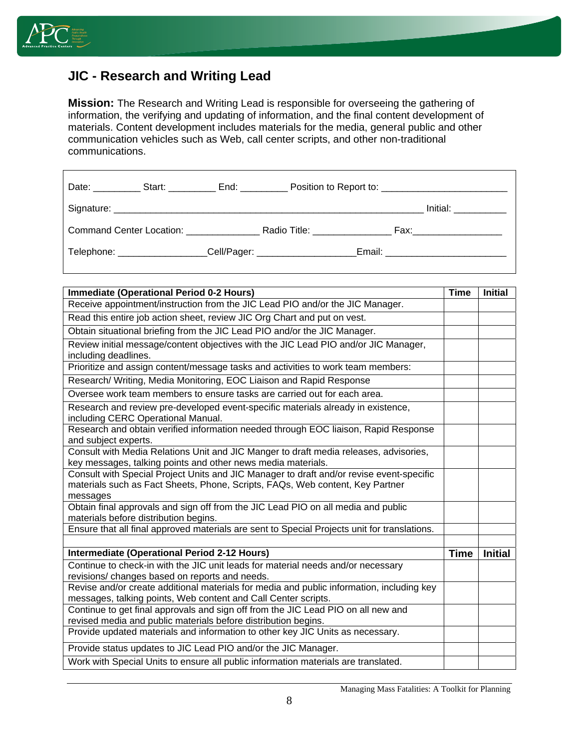## JIC - Research and Writing Lead

**Mission:** The Research and Writing Lead is responsible for overseeing the gathering of information, the verifying and updating of information, and the final content development of materials. Content development includes materials for the media, general public and other communication vehicles such as Web, call center scripts, and other non-traditional communications.

Date: _________ Start: _________ End: _________ Position to Report to: ________________________

Signature: ____________________________________________________________ Initial: __________

Command Center Location: ______________ Radio Title: _______________ Fax:_________________

Telephone: ________________Cell/Pager: __________________Email: ______________________

| Immediate (Operational Period 0-2 Hours) | Time | Initial |
|---|---|---|
| Receive appointment/instruction from the JIC Lead PIO and/or the JIC Manager. | | |
| Read this entire job action sheet, review JIC Org Chart and put on vest. | | |
| Obtain situational briefing from the JIC Lead PIO and/or the JIC Manager. | | |
| Review initial message/content objectives with the JIC Lead PIO and/or JIC Manager, including deadlines. | | |
| Prioritize and assign content/message tasks and activities to work team members: | | |
| Research/ Writing, Media Monitoring, EOC Liaison and Rapid Response | | |
| Oversee work team members to ensure tasks are carried out for each area. | | |
| Research and review pre-developed event-specific materials already in existence, including CERC Operational Manual. | | |
| Research and obtain verified information needed through EOC liaison, Rapid Response and subject experts. | | |
| Consult with Media Relations Unit and JIC Manger to draft media releases, advisories, key messages, talking points and other news media materials. | | |
| Consult with Special Project Units and JIC Manager to draft and/or revise event-specific materials such as Fact Sheets, Phone, Scripts, FAQs, Web content, Key Partner messages | | |
| Obtain final approvals and sign off from the JIC Lead PIO on all media and public materials before distribution begins. | | |
| Ensure that all final approved materials are sent to Special Projects unit for translations. | | |
| | | |
| **Intermediate (Operational Period 2-12 Hours)** | **Time** | **Initial** |
| Continue to check-in with the JIC unit leads for material needs and/or necessary revisions/ changes based on reports and needs. | | |
| Revise and/or create additional materials for media and public information, including key messages, talking points, Web content and Call Center scripts. | | |
| Continue to get final approvals and sign off from the JIC Lead PIO on all new and revised media and public materials before distribution begins. | | |
| Provide updated materials and information to other key JIC Units as necessary. | | |
| Provide status updates to JIC Lead PIO and/or the JIC Manager. | | |
| Work with Special Units to ensure all public information materials are translated. | | |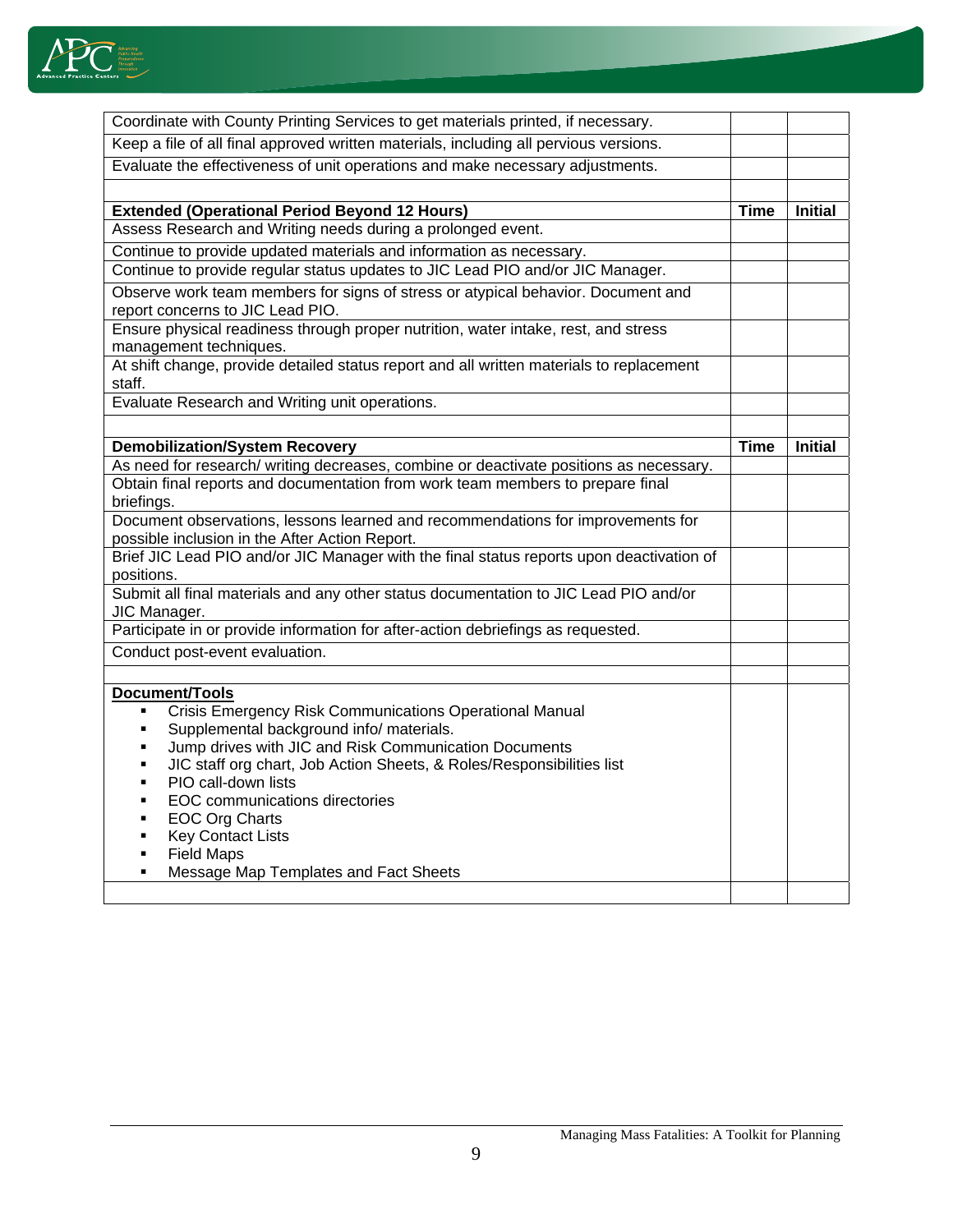| | Time | Initial |
|---|---|---|
| Coordinate with County Printing Services to get materials printed, if necessary. | | |
| Keep a file of all final approved written materials, including all pervious versions. | | |
| Evaluate the effectiveness of unit operations and make necessary adjustments. | | |
| | | |
| **Extended (Operational Period Beyond 12 Hours)** | **Time** | **Initial** |
| Assess Research and Writing needs during a prolonged event. | | |
| Continue to provide updated materials and information as necessary. | | |
| Continue to provide regular status updates to JIC Lead PIO and/or JIC Manager. | | |
| Observe work team members for signs of stress or atypical behavior. Document and report concerns to JIC Lead PIO. | | |
| Ensure physical readiness through proper nutrition, water intake, rest, and stress management techniques. | | |
| At shift change, provide detailed status report and all written materials to replacement staff. | | |
| Evaluate Research and Writing unit operations. | | |
| | | |
| **Demobilization/System Recovery** | **Time** | **Initial** |
| As need for research/ writing decreases, combine or deactivate positions as necessary. | | |
| Obtain final reports and documentation from work team members to prepare final briefings. | | |
| Document observations, lessons learned and recommendations for improvements for possible inclusion in the After Action Report. | | |
| Brief JIC Lead PIO and/or JIC Manager with the final status reports upon deactivation of positions. | | |
| Submit all final materials and any other status documentation to JIC Lead PIO and/or JIC Manager. | | |
| Participate in or provide information for after-action debriefings as requested. | | |
| Conduct post-event evaluation. | | |
| | | |
| **Document/Tools**<br>▪ Crisis Emergency Risk Communications Operational Manual<br>▪ Supplemental background info/ materials.<br>▪ Jump drives with JIC and Risk Communication Documents<br>▪ JIC staff org chart, Job Action Sheets, & Roles/Responsibilities list<br>▪ PIO call-down lists<br>▪ EOC communications directories<br>▪ EOC Org Charts<br>▪ Key Contact Lists<br>▪ Field Maps<br>▪ Message Map Templates and Fact Sheets | | |
| | | |

Managing Mass Fatalities: A Toolkit for Planning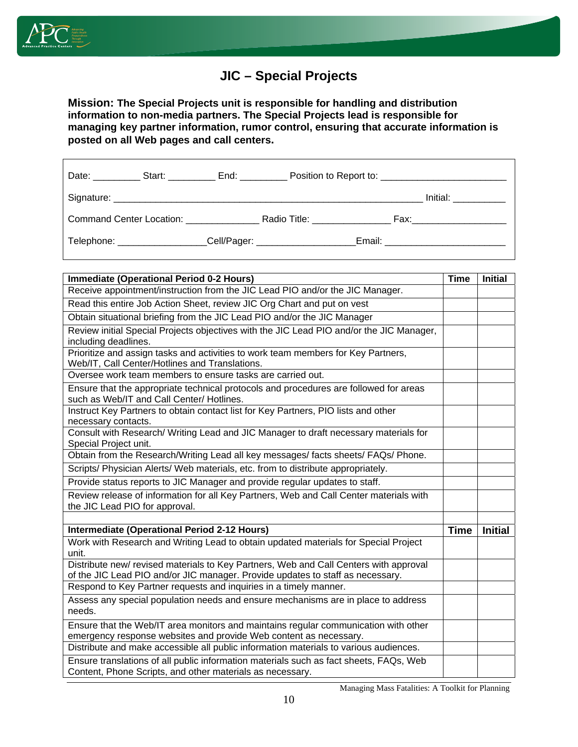# JIC – Special Projects

**Mission: The Special Projects unit is responsible for handling and distribution information to non-media partners. The Special Projects lead is responsible for managing key partner information, rumor control, ensuring that accurate information is posted on all Web pages and call centers.**

Date: _________ Start: _________ End: _________ Position to Report to: ________________________

Signature: ______________________________________________________________ Initial: __________

Command Center Location: ______________ Radio Title: _______________ Fax:__________________

Telephone: _________________Cell/Pager: ___________________Email: _______________________

| Immediate (Operational Period 0-2 Hours) | Time | Initial |
|---|---|---|
| Receive appointment/instruction from the JIC Lead PIO and/or the JIC Manager. | | |
| Read this entire Job Action Sheet, review JIC Org Chart and put on vest | | |
| Obtain situational briefing from the JIC Lead PIO and/or the JIC Manager | | |
| Review initial Special Projects objectives with the JIC Lead PIO and/or the JIC Manager, including deadlines. | | |
| Prioritize and assign tasks and activities to work team members for Key Partners, Web/IT, Call Center/Hotlines and Translations. | | |
| Oversee work team members to ensure tasks are carried out. | | |
| Ensure that the appropriate technical protocols and procedures are followed for areas such as Web/IT and Call Center/ Hotlines. | | |
| Instruct Key Partners to obtain contact list for Key Partners, PIO lists and other necessary contacts. | | |
| Consult with Research/ Writing Lead and JIC Manager to draft necessary materials for Special Project unit. | | |
| Obtain from the Research/Writing Lead all key messages/ facts sheets/ FAQs/ Phone. | | |
| Scripts/ Physician Alerts/ Web materials, etc. from to distribute appropriately. | | |
| Provide status reports to JIC Manager and provide regular updates to staff. | | |
| Review release of information for all Key Partners, Web and Call Center materials with the JIC Lead PIO for approval. | | |
| | | |
| **Intermediate (Operational Period 2-12 Hours)** | **Time** | **Initial** |
| Work with Research and Writing Lead to obtain updated materials for Special Project unit. | | |
| Distribute new/ revised materials to Key Partners, Web and Call Centers with approval of the JIC Lead PIO and/or JIC manager. Provide updates to staff as necessary. | | |
| Respond to Key Partner requests and inquiries in a timely manner. | | |
| Assess any special population needs and ensure mechanisms are in place to address needs. | | |
| Ensure that the Web/IT area monitors and maintains regular communication with other emergency response websites and provide Web content as necessary. | | |
| Distribute and make accessible all public information materials to various audiences. | | |
| Ensure translations of all public information materials such as fact sheets, FAQs, Web Content, Phone Scripts, and other materials as necessary. | | |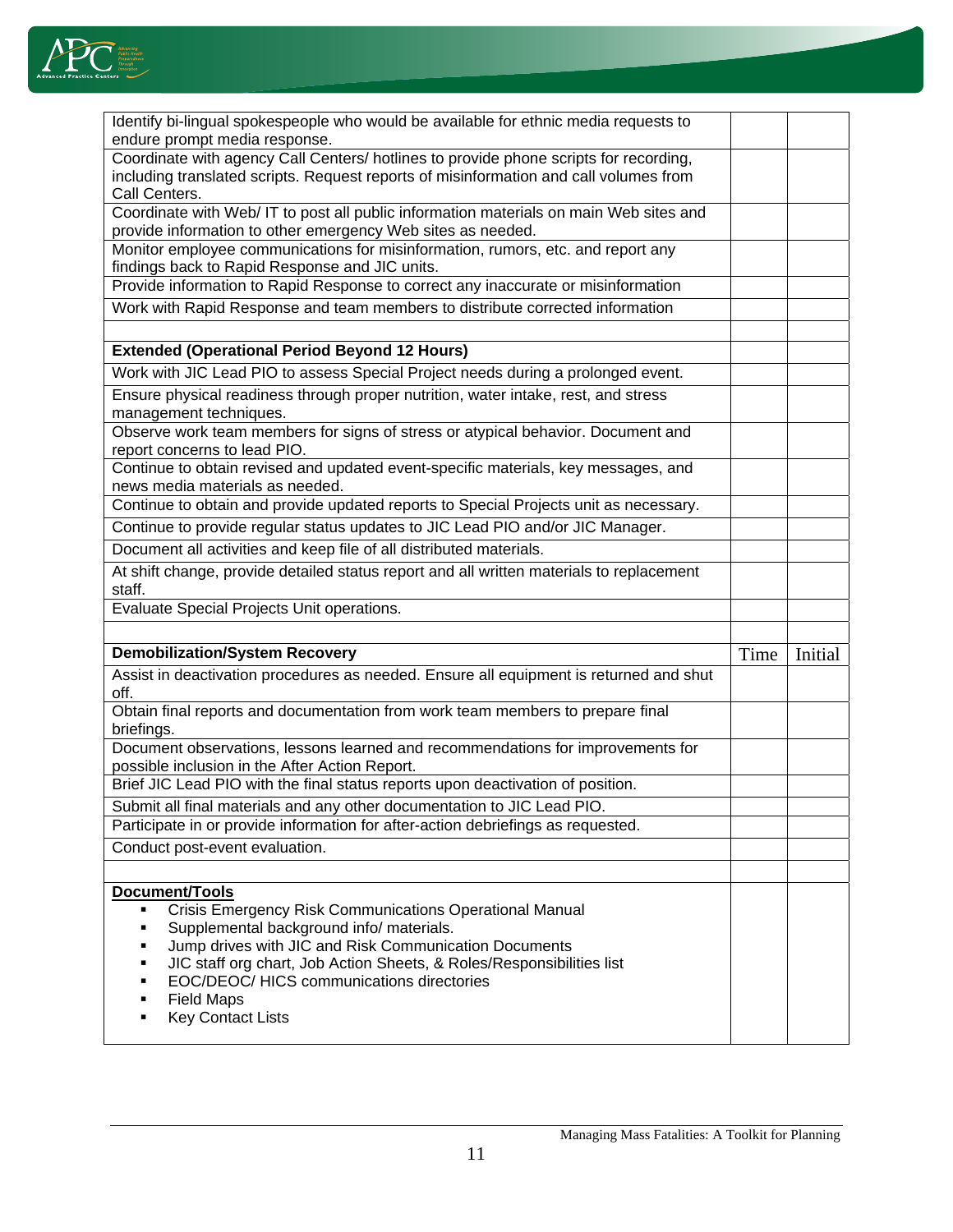| | | |
|---|---|---|
| Identify bi-lingual spokespeople who would be available for ethnic media requests to endure prompt media response. | | |
| Coordinate with agency Call Centers/ hotlines to provide phone scripts for recording, including translated scripts. Request reports of misinformation and call volumes from Call Centers. | | |
| Coordinate with Web/ IT to post all public information materials on main Web sites and provide information to other emergency Web sites as needed. | | |
| Monitor employee communications for misinformation, rumors, etc. and report any findings back to Rapid Response and JIC units. | | |
| Provide information to Rapid Response to correct any inaccurate or misinformation | | |
| Work with Rapid Response and team members to distribute corrected information | | |
| | | |
| **Extended (Operational Period Beyond 12 Hours)** | | |
| Work with JIC Lead PIO to assess Special Project needs during a prolonged event. | | |
| Ensure physical readiness through proper nutrition, water intake, rest, and stress management techniques. | | |
| Observe work team members for signs of stress or atypical behavior. Document and report concerns to lead PIO. | | |
| Continue to obtain revised and updated event-specific materials, key messages, and news media materials as needed. | | |
| Continue to obtain and provide updated reports to Special Projects unit as necessary. | | |
| Continue to provide regular status updates to JIC Lead PIO and/or JIC Manager. | | |
| Document all activities and keep file of all distributed materials. | | |
| At shift change, provide detailed status report and all written materials to replacement staff. | | |
| Evaluate Special Projects Unit operations. | | |
| | | |
| **Demobilization/System Recovery** | Time | Initial |
| Assist in deactivation procedures as needed. Ensure all equipment is returned and shut off. | | |
| Obtain final reports and documentation from work team members to prepare final briefings. | | |
| Document observations, lessons learned and recommendations for improvements for possible inclusion in the After Action Report. | | |
| Brief JIC Lead PIO with the final status reports upon deactivation of position. | | |
| Submit all final materials and any other documentation to JIC Lead PIO. | | |
| Participate in or provide information for after-action debriefings as requested. | | |
| Conduct post-event evaluation. | | |
| | | |
| **<u>Document/Tools</u>**<br>▪ Crisis Emergency Risk Communications Operational Manual<br>▪ Supplemental background info/ materials.<br>▪ Jump drives with JIC and Risk Communication Documents<br>▪ JIC staff org chart, Job Action Sheets, & Roles/Responsibilities list<br>▪ EOC/DEOC/ HICS communications directories<br>▪ Field Maps<br>▪ Key Contact Lists | | |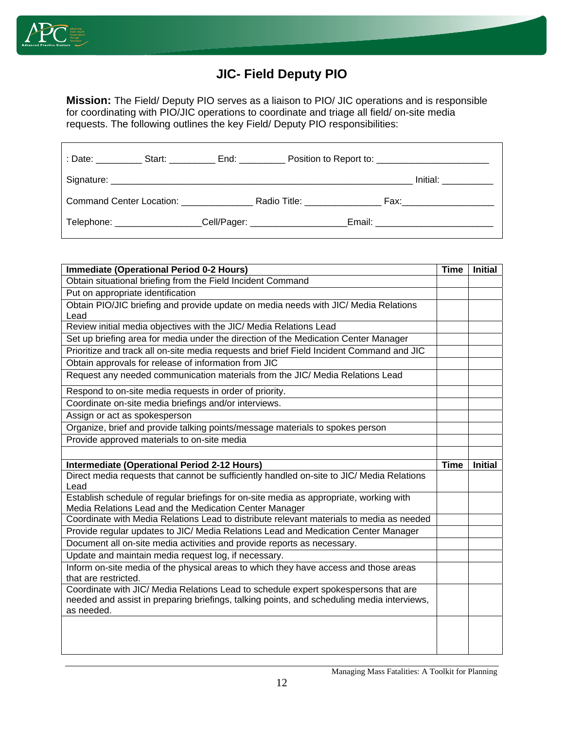# JIC- Field Deputy PIO

**Mission:** The Field/ Deputy PIO serves as a liaison to PIO/ JIC operations and is responsible for coordinating with PIO/JIC operations to coordinate and triage all field/ on-site media requests. The following outlines the key Field/ Deputy PIO responsibilities:

: Date: _________ Start: _________ End: _________ Position to Report to: ______________________

Signature: ____________________________________________________________ Initial: __________

Command Center Location: ______________ Radio Title: _______________ Fax:__________________

Telephone: ________________Cell/Pager: __________________Email: _______________________

| Immediate (Operational Period 0-2 Hours) | Time | Initial |
|---|---|---|
| Obtain situational briefing from the Field Incident Command | | |
| Put on appropriate identification | | |
| Obtain PIO/JIC briefing and provide update on media needs with JIC/ Media Relations Lead | | |
| Review initial media objectives with the JIC/ Media Relations Lead | | |
| Set up briefing area for media under the direction of the Medication Center Manager | | |
| Prioritize and track all on-site media requests and brief Field Incident Command and JIC | | |
| Obtain approvals for release of information from JIC | | |
| Request any needed communication materials from the JIC/ Media Relations Lead | | |
| Respond to on-site media requests in order of priority. | | |
| Coordinate on-site media briefings and/or interviews. | | |
| Assign or act as spokesperson | | |
| Organize, brief and provide talking points/message materials to spokes person | | |
| Provide approved materials to on-site media | | |
| | | |
| **Intermediate (Operational Period 2-12 Hours)** | **Time** | **Initial** |
| Direct media requests that cannot be sufficiently handled on-site to JIC/ Media Relations Lead | | |
| Establish schedule of regular briefings for on-site media as appropriate, working with Media Relations Lead and the Medication Center Manager | | |
| Coordinate with Media Relations Lead to distribute relevant materials to media as needed | | |
| Provide regular updates to JIC/ Media Relations Lead and Medication Center Manager | | |
| Document all on-site media activities and provide reports as necessary. | | |
| Update and maintain media request log, if necessary. | | |
| Inform on-site media of the physical areas to which they have access and those areas that are restricted. | | |
| Coordinate with JIC/ Media Relations Lead to schedule expert spokespersons that are needed and assist in preparing briefings, talking points, and scheduling media interviews, as needed. | | |
| | | |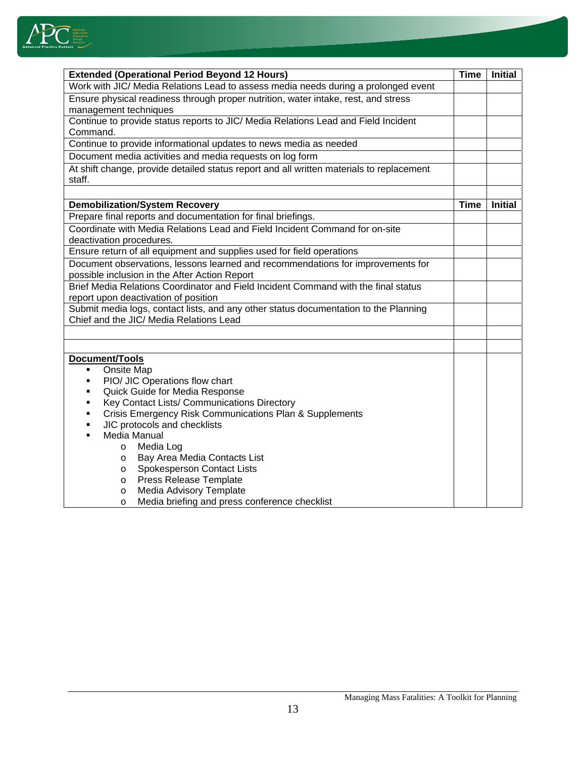| Extended (Operational Period Beyond 12 Hours) | Time | Initial |
|---|---|---|
| Work with JIC/ Media Relations Lead to assess media needs during a prolonged event | | |
| Ensure physical readiness through proper nutrition, water intake, rest, and stress management techniques | | |
| Continue to provide status reports to JIC/ Media Relations Lead and Field Incident Command. | | |
| Continue to provide informational updates to news media as needed | | |
| Document media activities and media requests on log form | | |
| At shift change, provide detailed status report and all written materials to replacement staff. | | |
| | | |
| **Demobilization/System Recovery** | **Time** | **Initial** |
| Prepare final reports and documentation for final briefings. | | |
| Coordinate with Media Relations Lead and Field Incident Command for on-site deactivation procedures. | | |
| Ensure return of all equipment and supplies used for field operations | | |
| Document observations, lessons learned and recommendations for improvements for possible inclusion in the After Action Report | | |
| Brief Media Relations Coordinator and Field Incident Command with the final status report upon deactivation of position | | |
| Submit media logs, contact lists, and any other status documentation to the Planning Chief and the JIC/ Media Relations Lead | | |
| | | |
| | | |
| **Document/Tools**<br>▪ Onsite Map<br>▪ PIO/ JIC Operations flow chart<br>▪ Quick Guide for Media Response<br>▪ Key Contact Lists/ Communications Directory<br>▪ Crisis Emergency Risk Communications Plan & Supplements<br>▪ JIC protocols and checklists<br>▪ Media Manual<br>&nbsp;&nbsp;&nbsp;&nbsp;o Media Log<br>&nbsp;&nbsp;&nbsp;&nbsp;o Bay Area Media Contacts List<br>&nbsp;&nbsp;&nbsp;&nbsp;o Spokesperson Contact Lists<br>&nbsp;&nbsp;&nbsp;&nbsp;o Press Release Template<br>&nbsp;&nbsp;&nbsp;&nbsp;o Media Advisory Template<br>&nbsp;&nbsp;&nbsp;&nbsp;o Media briefing and press conference checklist | | |